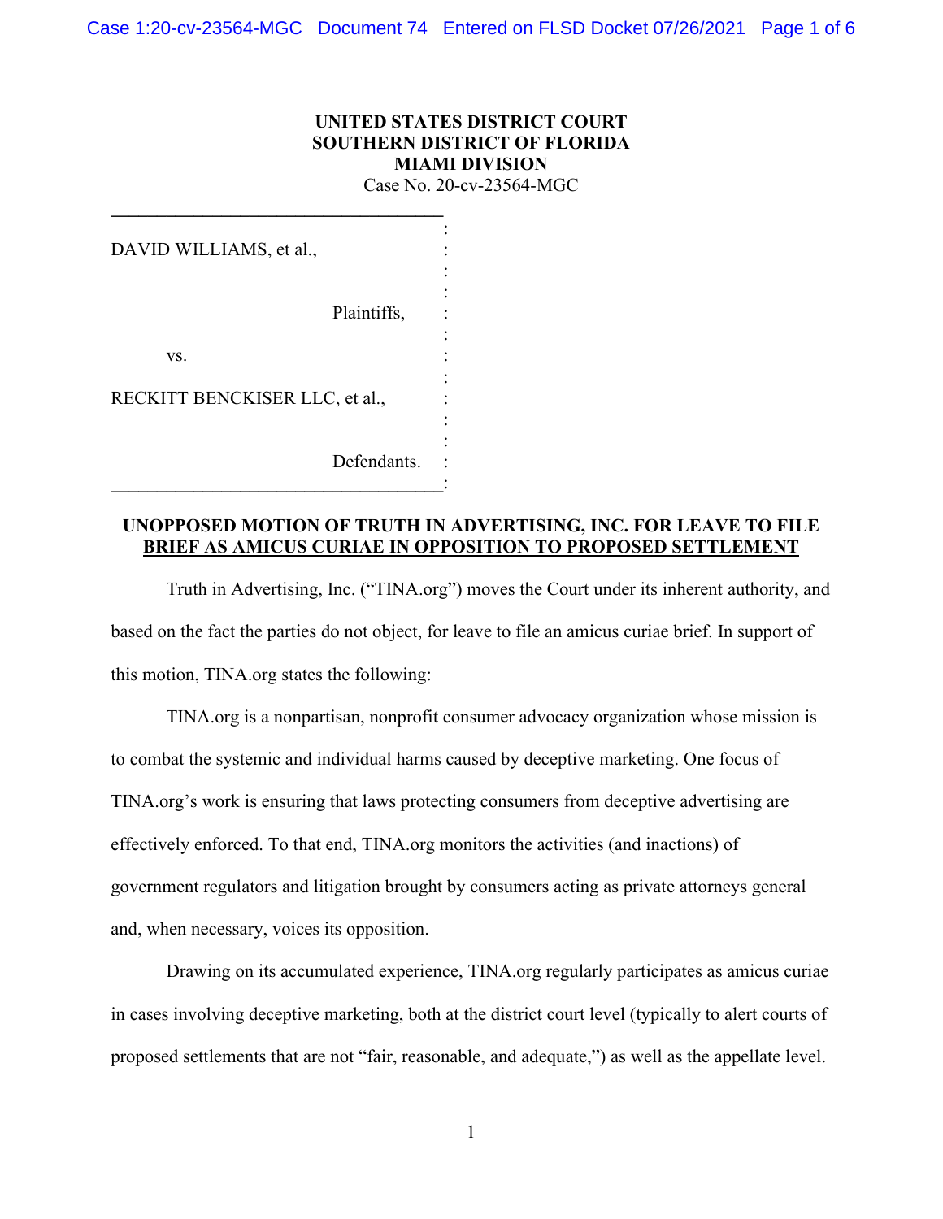**UNITED STATES DISTRICT COURT**
**SOUTHERN DISTRICT OF FLORIDA**
**MIAMI DIVISION**
Case No. 20-cv-23564-MGC

DAVID WILLIAMS, et al.,

Plaintiffs,

vs.

RECKITT BENCKISER LLC, et al.,

Defendants.

**UNOPPOSED MOTION OF TRUTH IN ADVERTISING, INC. FOR LEAVE TO FILE BRIEF AS AMICUS CURIAE IN OPPOSITION TO PROPOSED SETTLEMENT**

Truth in Advertising, Inc. ("TINA.org") moves the Court under its inherent authority, and based on the fact the parties do not object, for leave to file an amicus curiae brief. In support of this motion, TINA.org states the following:

TINA.org is a nonpartisan, nonprofit consumer advocacy organization whose mission is to combat the systemic and individual harms caused by deceptive marketing. One focus of TINA.org's work is ensuring that laws protecting consumers from deceptive advertising are effectively enforced. To that end, TINA.org monitors the activities (and inactions) of government regulators and litigation brought by consumers acting as private attorneys general and, when necessary, voices its opposition.

Drawing on its accumulated experience, TINA.org regularly participates as amicus curiae in cases involving deceptive marketing, both at the district court level (typically to alert courts of proposed settlements that are not "fair, reasonable, and adequate,") as well as the appellate level.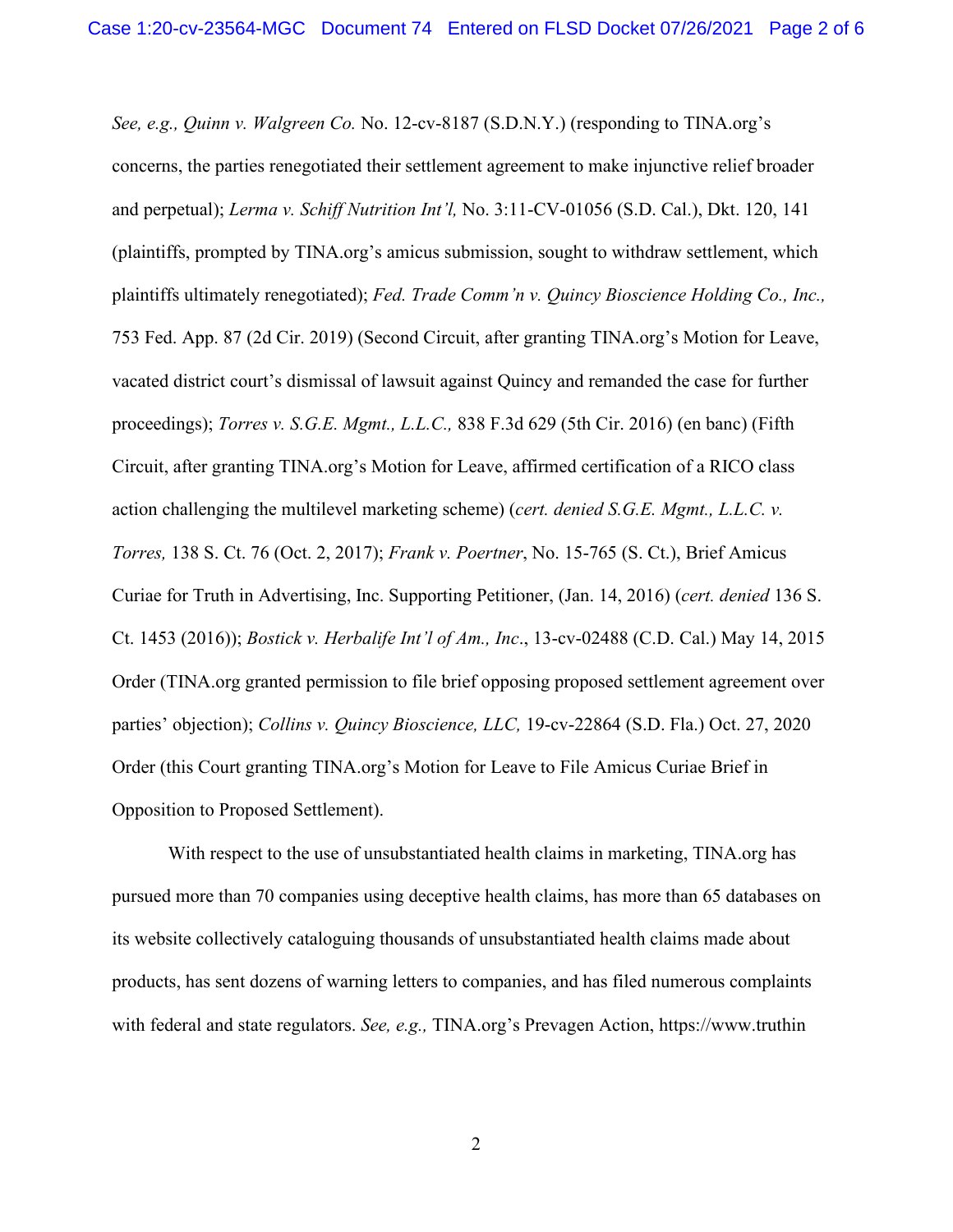*See, e.g., Quinn v. Walgreen Co.* No. 12-cv-8187 (S.D.N.Y.) (responding to TINA.org's concerns, the parties renegotiated their settlement agreement to make injunctive relief broader and perpetual); *Lerma v. Schiff Nutrition Int'l,* No. 3:11-CV-01056 (S.D. Cal.), Dkt. 120, 141 (plaintiffs, prompted by TINA.org's amicus submission, sought to withdraw settlement, which plaintiffs ultimately renegotiated); *Fed. Trade Comm'n v. Quincy Bioscience Holding Co., Inc.,* 753 Fed. App. 87 (2d Cir. 2019) (Second Circuit, after granting TINA.org's Motion for Leave, vacated district court's dismissal of lawsuit against Quincy and remanded the case for further proceedings); *Torres v. S.G.E. Mgmt., L.L.C.,* 838 F.3d 629 (5th Cir. 2016) (en banc) (Fifth Circuit, after granting TINA.org's Motion for Leave, affirmed certification of a RICO class action challenging the multilevel marketing scheme) (*cert. denied S.G.E. Mgmt., L.L.C. v. Torres,* 138 S. Ct. 76 (Oct. 2, 2017); *Frank v. Poertner*, No. 15-765 (S. Ct.), Brief Amicus Curiae for Truth in Advertising, Inc. Supporting Petitioner, (Jan. 14, 2016) (*cert. denied* 136 S. Ct. 1453 (2016)); *Bostick v. Herbalife Int'l of Am., Inc*., 13-cv-02488 (C.D. Cal.) May 14, 2015 Order (TINA.org granted permission to file brief opposing proposed settlement agreement over parties' objection); *Collins v. Quincy Bioscience, LLC,* 19-cv-22864 (S.D. Fla.) Oct. 27, 2020 Order (this Court granting TINA.org's Motion for Leave to File Amicus Curiae Brief in Opposition to Proposed Settlement).

With respect to the use of unsubstantiated health claims in marketing, TINA.org has pursued more than 70 companies using deceptive health claims, has more than 65 databases on its website collectively cataloguing thousands of unsubstantiated health claims made about products, has sent dozens of warning letters to companies, and has filed numerous complaints with federal and state regulators. *See, e.g.,* TINA.org's Prevagen Action, https://www.truthin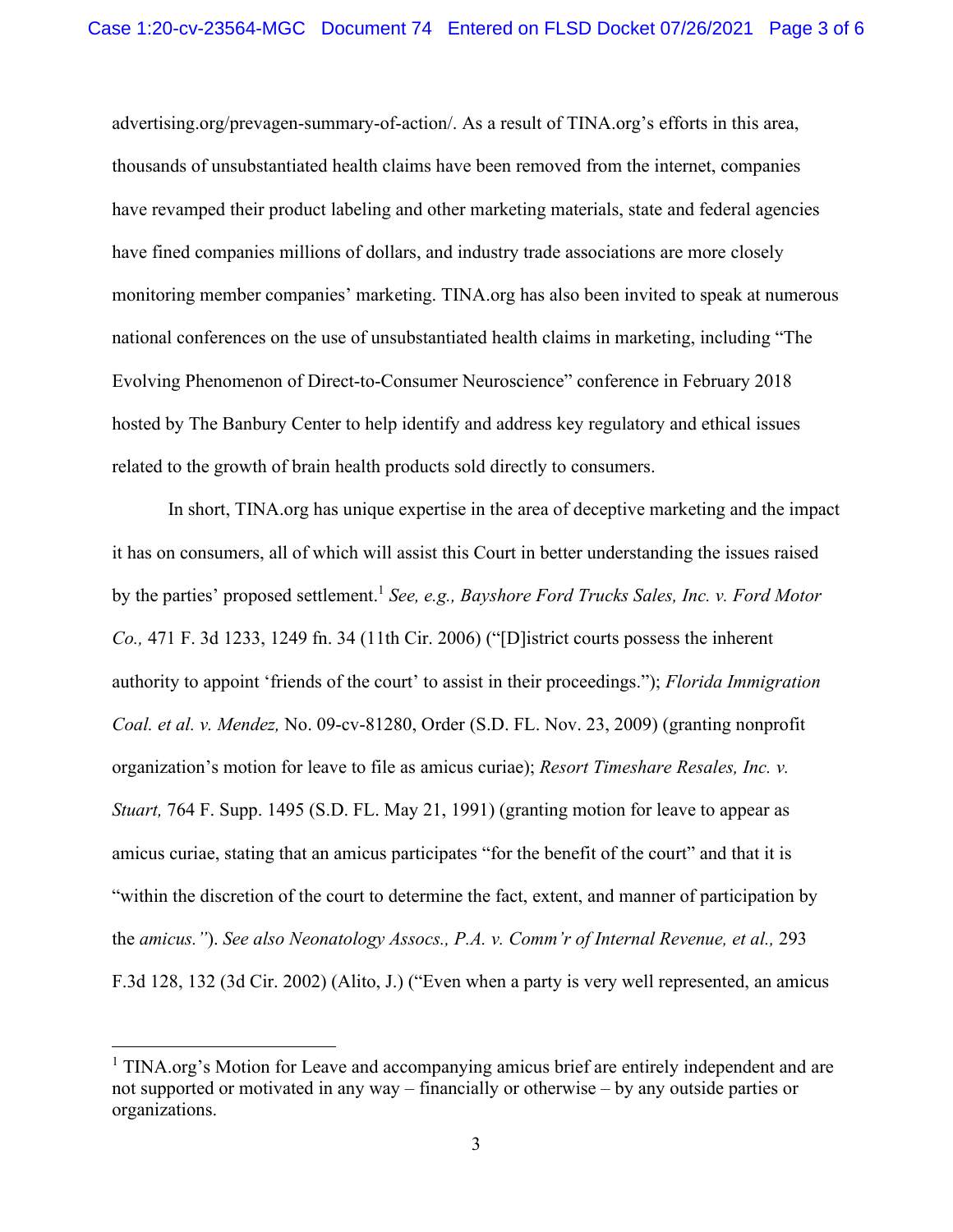advertising.org/prevagen-summary-of-action/. As a result of TINA.org's efforts in this area, thousands of unsubstantiated health claims have been removed from the internet, companies have revamped their product labeling and other marketing materials, state and federal agencies have fined companies millions of dollars, and industry trade associations are more closely monitoring member companies' marketing. TINA.org has also been invited to speak at numerous national conferences on the use of unsubstantiated health claims in marketing, including "The Evolving Phenomenon of Direct-to-Consumer Neuroscience" conference in February 2018 hosted by The Banbury Center to help identify and address key regulatory and ethical issues related to the growth of brain health products sold directly to consumers.

In short, TINA.org has unique expertise in the area of deceptive marketing and the impact it has on consumers, all of which will assist this Court in better understanding the issues raised by the parties' proposed settlement.[1] *See, e.g., Bayshore Ford Trucks Sales, Inc. v. Ford Motor Co.,* 471 F. 3d 1233, 1249 fn. 34 (11th Cir. 2006) ("[D]istrict courts possess the inherent authority to appoint 'friends of the court' to assist in their proceedings."); *Florida Immigration Coal. et al. v. Mendez,* No. 09-cv-81280, Order (S.D. FL. Nov. 23, 2009) (granting nonprofit organization's motion for leave to file as amicus curiae); *Resort Timeshare Resales, Inc. v. Stuart,* 764 F. Supp. 1495 (S.D. FL. May 21, 1991) (granting motion for leave to appear as amicus curiae, stating that an amicus participates "for the benefit of the court" and that it is "within the discretion of the court to determine the fact, extent, and manner of participation by the *amicus.*"). *See also Neonatology Assocs., P.A. v. Comm'r of Internal Revenue, et al.,* 293 F.3d 128, 132 (3d Cir. 2002) (Alito, J.) ("Even when a party is very well represented, an amicus

---

[1] TINA.org's Motion for Leave and accompanying amicus brief are entirely independent and are not supported or motivated in any way – financially or otherwise – by any outside parties or organizations.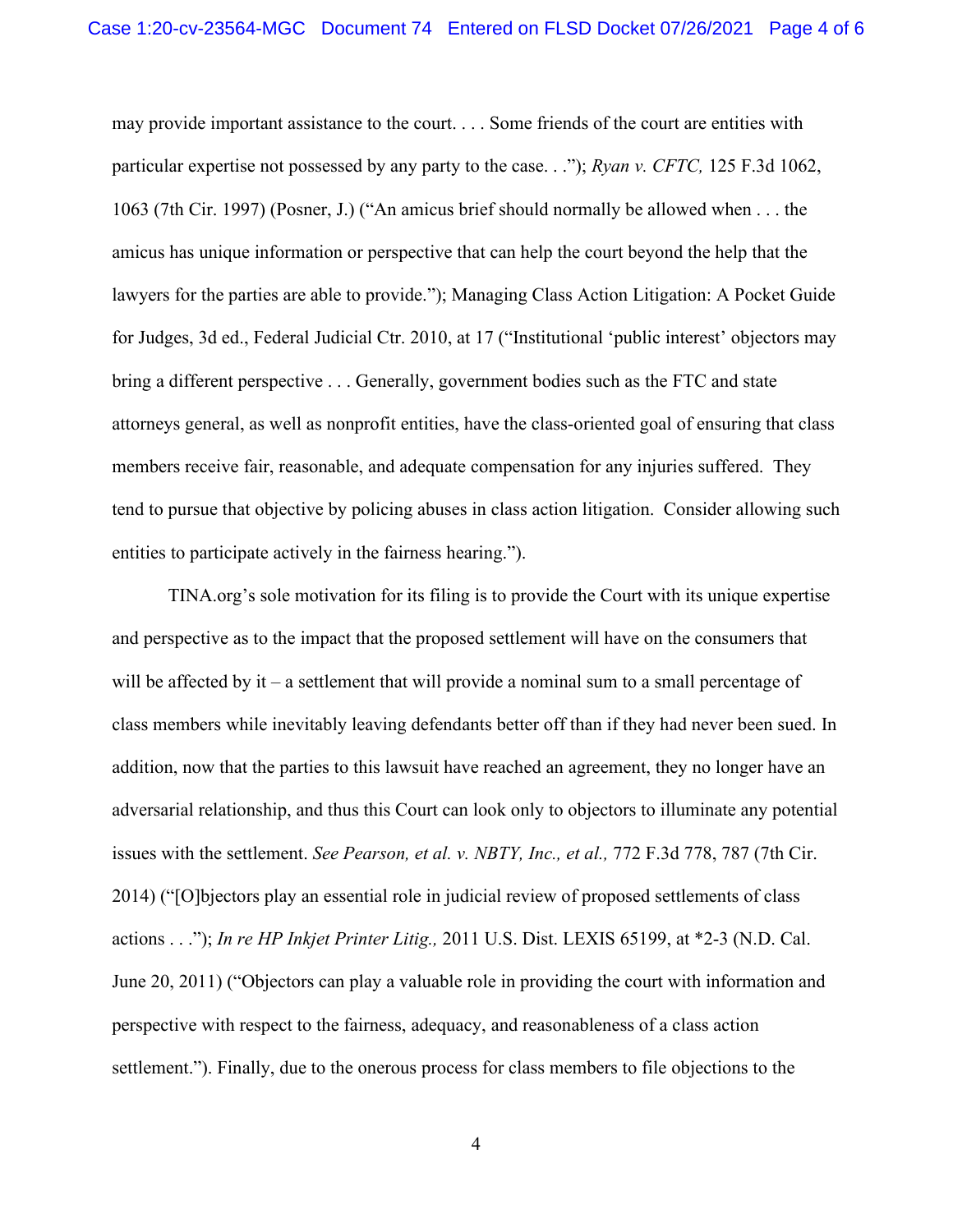may provide important assistance to the court. . . . Some friends of the court are entities with particular expertise not possessed by any party to the case. . ."); *Ryan v. CFTC,* 125 F.3d 1062, 1063 (7th Cir. 1997) (Posner, J.) ("An amicus brief should normally be allowed when . . . the amicus has unique information or perspective that can help the court beyond the help that the lawyers for the parties are able to provide."); Managing Class Action Litigation: A Pocket Guide for Judges, 3d ed., Federal Judicial Ctr. 2010, at 17 ("Institutional 'public interest' objectors may bring a different perspective . . . Generally, government bodies such as the FTC and state attorneys general, as well as nonprofit entities, have the class-oriented goal of ensuring that class members receive fair, reasonable, and adequate compensation for any injuries suffered. They tend to pursue that objective by policing abuses in class action litigation. Consider allowing such entities to participate actively in the fairness hearing.").

TINA.org's sole motivation for its filing is to provide the Court with its unique expertise and perspective as to the impact that the proposed settlement will have on the consumers that will be affected by it – a settlement that will provide a nominal sum to a small percentage of class members while inevitably leaving defendants better off than if they had never been sued. In addition, now that the parties to this lawsuit have reached an agreement, they no longer have an adversarial relationship, and thus this Court can look only to objectors to illuminate any potential issues with the settlement. *See Pearson, et al. v. NBTY, Inc., et al.,* 772 F.3d 778, 787 (7th Cir. 2014) ("[O]bjectors play an essential role in judicial review of proposed settlements of class actions . . ."); *In re HP Inkjet Printer Litig.,* 2011 U.S. Dist. LEXIS 65199, at *2-3 (N.D. Cal. June 20, 2011) ("Objectors can play a valuable role in providing the court with information and perspective with respect to the fairness, adequacy, and reasonableness of a class action settlement."). Finally, due to the onerous process for class members to file objections to the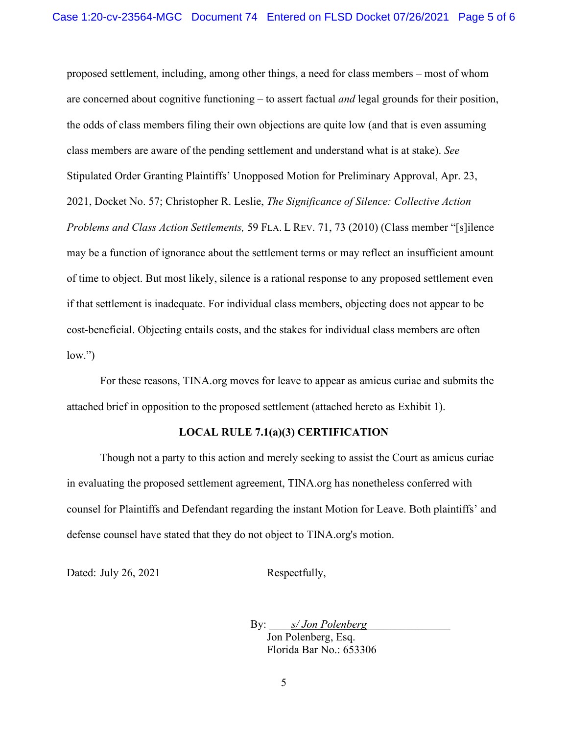proposed settlement, including, among other things, a need for class members – most of whom are concerned about cognitive functioning – to assert factual *and* legal grounds for their position, the odds of class members filing their own objections are quite low (and that is even assuming class members are aware of the pending settlement and understand what is at stake). *See* Stipulated Order Granting Plaintiffs' Unopposed Motion for Preliminary Approval, Apr. 23, 2021, Docket No. 57; Christopher R. Leslie, *The Significance of Silence: Collective Action Problems and Class Action Settlements,* 59 FLA. L REV. 71, 73 (2010) (Class member "[s]ilence may be a function of ignorance about the settlement terms or may reflect an insufficient amount of time to object. But most likely, silence is a rational response to any proposed settlement even if that settlement is inadequate. For individual class members, objecting does not appear to be cost-beneficial. Objecting entails costs, and the stakes for individual class members are often low.")

For these reasons, TINA.org moves for leave to appear as amicus curiae and submits the attached brief in opposition to the proposed settlement (attached hereto as Exhibit 1).

**LOCAL RULE 7.1(a)(3) CERTIFICATION**

Though not a party to this action and merely seeking to assist the Court as amicus curiae in evaluating the proposed settlement agreement, TINA.org has nonetheless conferred with counsel for Plaintiffs and Defendant regarding the instant Motion for Leave. Both plaintiffs' and defense counsel have stated that they do not object to TINA.org's motion.

Dated: July 26, 2021

Respectfully,

By: *s/ Jon Polenberg*
Jon Polenberg, Esq.
Florida Bar No.: 653306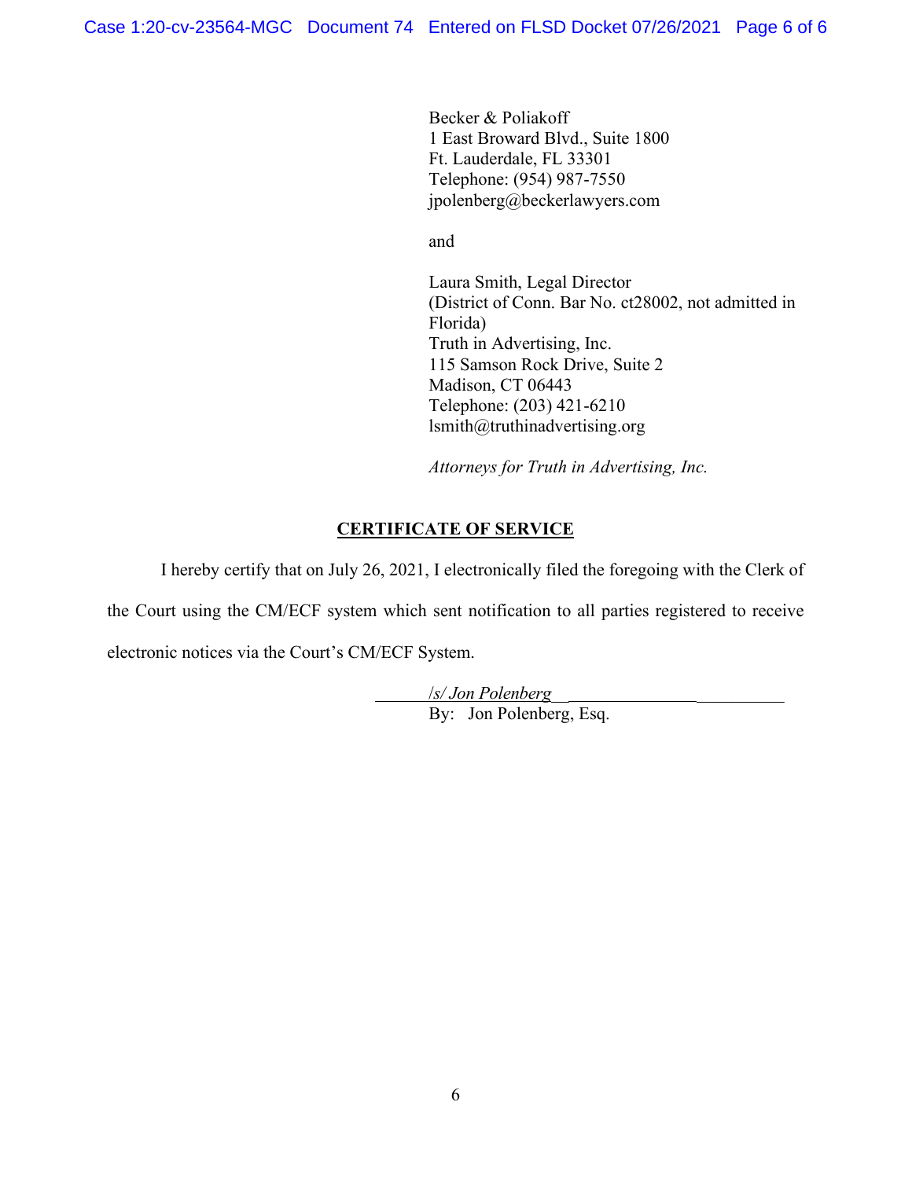Becker & Poliakoff
1 East Broward Blvd., Suite 1800
Ft. Lauderdale, FL 33301
Telephone: (954) 987-7550
jpolenberg@beckerlawyers.com

and

Laura Smith, Legal Director
(District of Conn. Bar No. ct28002, not admitted in Florida)
Truth in Advertising, Inc.
115 Samson Rock Drive, Suite 2
Madison, CT 06443
Telephone: (203) 421-6210
lsmith@truthinadvertising.org

*Attorneys for Truth in Advertising, Inc.*

## CERTIFICATE OF SERVICE

I hereby certify that on July 26, 2021, I electronically filed the foregoing with the Clerk of the Court using the CM/ECF system which sent notification to all parties registered to receive electronic notices via the Court's CM/ECF System.

*/s/ Jon Polenberg*
By: Jon Polenberg, Esq.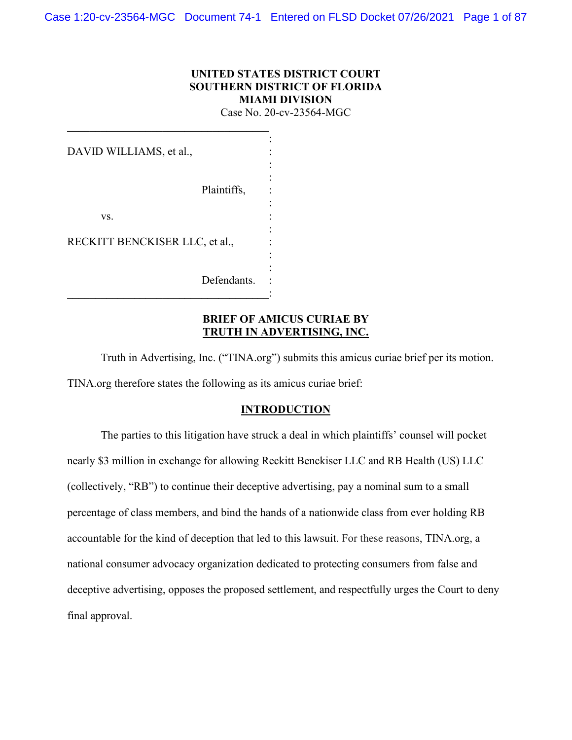**UNITED STATES DISTRICT COURT**
**SOUTHERN DISTRICT OF FLORIDA**
**MIAMI DIVISION**
Case No. 20-cv-23564-MGC

DAVID WILLIAMS, et al.,

Plaintiffs,

vs.

RECKITT BENCKISER LLC, et al.,

Defendants.

**BRIEF OF AMICUS CURIAE BY**
**TRUTH IN ADVERTISING, INC.**

Truth in Advertising, Inc. ("TINA.org") submits this amicus curiae brief per its motion. TINA.org therefore states the following as its amicus curiae brief:

## INTRODUCTION

The parties to this litigation have struck a deal in which plaintiffs' counsel will pocket nearly $3 million in exchange for allowing Reckitt Benckiser LLC and RB Health (US) LLC (collectively, "RB") to continue their deceptive advertising, pay a nominal sum to a small percentage of class members, and bind the hands of a nationwide class from ever holding RB accountable for the kind of deception that led to this lawsuit. For these reasons, TINA.org, a national consumer advocacy organization dedicated to protecting consumers from false and deceptive advertising, opposes the proposed settlement, and respectfully urges the Court to deny final approval.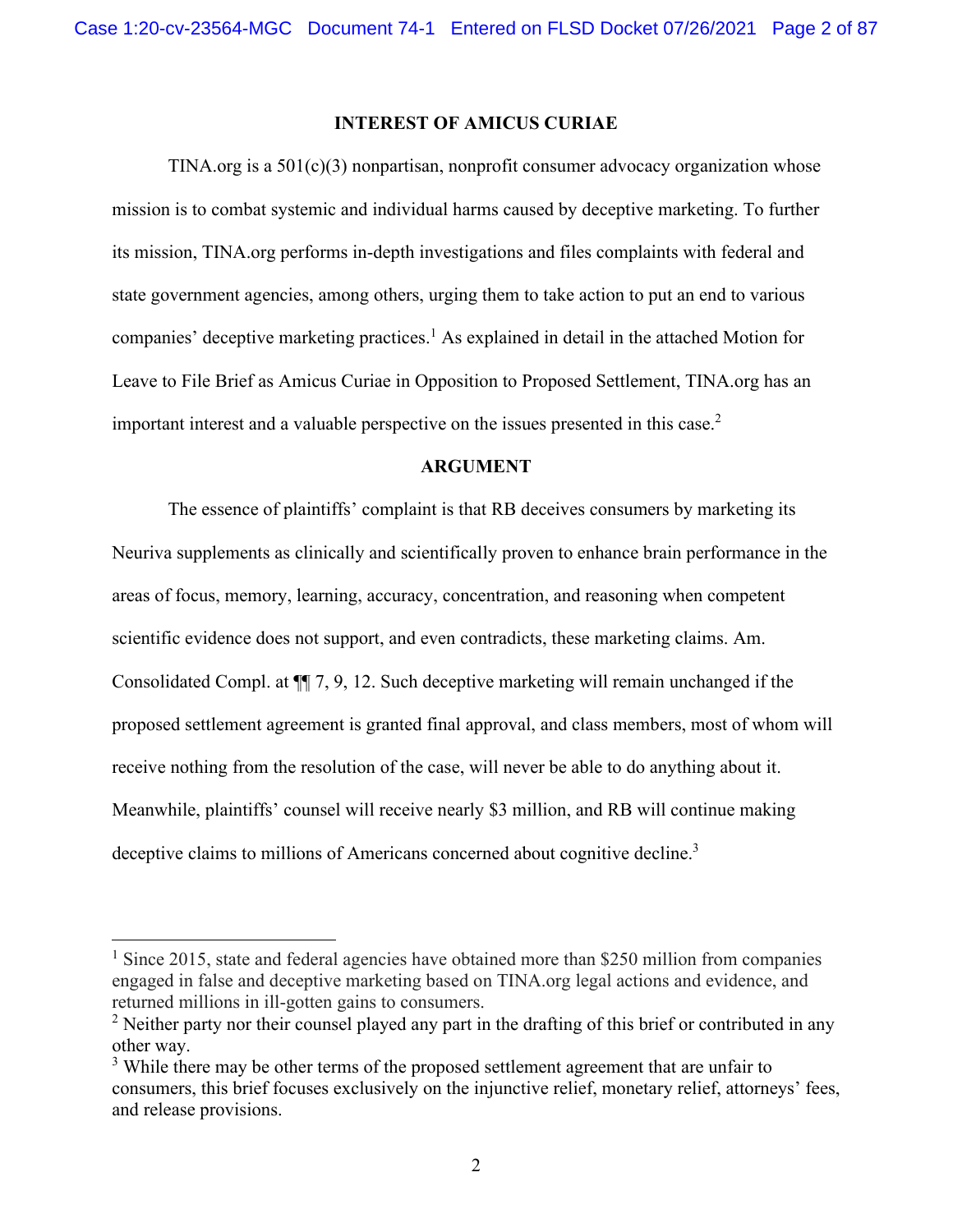## INTEREST OF AMICUS CURIAE

TINA.org is a 501(c)(3) nonpartisan, nonprofit consumer advocacy organization whose mission is to combat systemic and individual harms caused by deceptive marketing. To further its mission, TINA.org performs in-depth investigations and files complaints with federal and state government agencies, among others, urging them to take action to put an end to various companies' deceptive marketing practices.[1] As explained in detail in the attached Motion for Leave to File Brief as Amicus Curiae in Opposition to Proposed Settlement, TINA.org has an important interest and a valuable perspective on the issues presented in this case.[2]

## ARGUMENT

The essence of plaintiffs' complaint is that RB deceives consumers by marketing its Neuriva supplements as clinically and scientifically proven to enhance brain performance in the areas of focus, memory, learning, accuracy, concentration, and reasoning when competent scientific evidence does not support, and even contradicts, these marketing claims. Am. Consolidated Compl. at ¶¶ 7, 9, 12. Such deceptive marketing will remain unchanged if the proposed settlement agreement is granted final approval, and class members, most of whom will receive nothing from the resolution of the case, will never be able to do anything about it. Meanwhile, plaintiffs' counsel will receive nearly $3 million, and RB will continue making deceptive claims to millions of Americans concerned about cognitive decline.[3]

---

[1] Since 2015, state and federal agencies have obtained more than $250 million from companies engaged in false and deceptive marketing based on TINA.org legal actions and evidence, and returned millions in ill-gotten gains to consumers.

[2] Neither party nor their counsel played any part in the drafting of this brief or contributed in any other way.

[3] While there may be other terms of the proposed settlement agreement that are unfair to consumers, this brief focuses exclusively on the injunctive relief, monetary relief, attorneys' fees, and release provisions.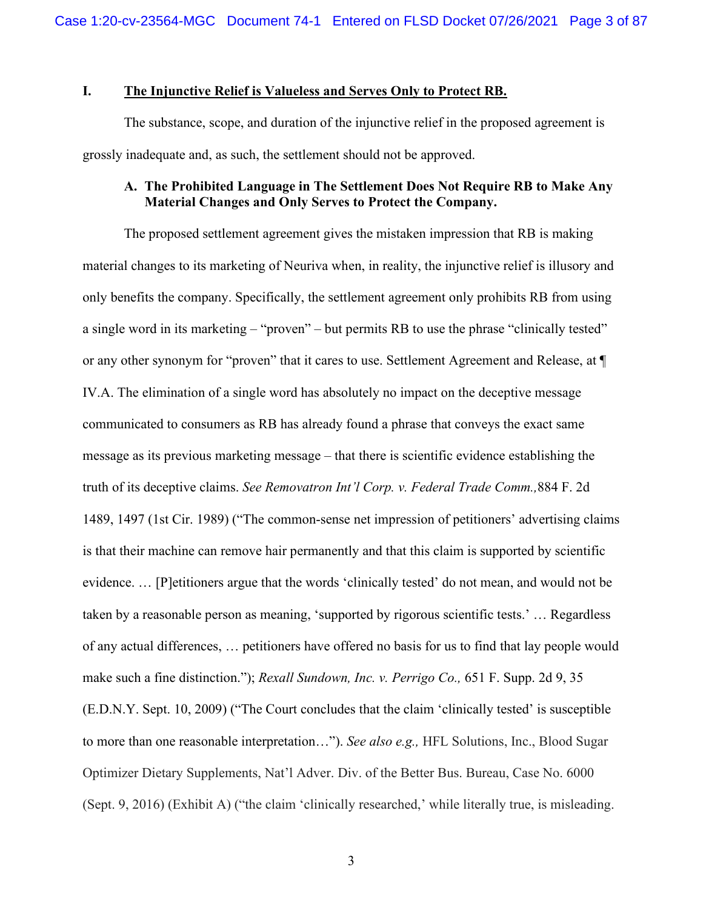## I. The Injunctive Relief is Valueless and Serves Only to Protect RB.

The substance, scope, and duration of the injunctive relief in the proposed agreement is grossly inadequate and, as such, the settlement should not be approved.

### A. The Prohibited Language in The Settlement Does Not Require RB to Make Any Material Changes and Only Serves to Protect the Company.

The proposed settlement agreement gives the mistaken impression that RB is making material changes to its marketing of Neuriva when, in reality, the injunctive relief is illusory and only benefits the company. Specifically, the settlement agreement only prohibits RB from using a single word in its marketing – "proven" – but permits RB to use the phrase "clinically tested" or any other synonym for "proven" that it cares to use. Settlement Agreement and Release, at ¶ IV.A. The elimination of a single word has absolutely no impact on the deceptive message communicated to consumers as RB has already found a phrase that conveys the exact same message as its previous marketing message – that there is scientific evidence establishing the truth of its deceptive claims. *See Removatron Int'l Corp. v. Federal Trade Comm.,* 884 F. 2d 1489, 1497 (1st Cir. 1989) ("The common-sense net impression of petitioners' advertising claims is that their machine can remove hair permanently and that this claim is supported by scientific evidence. … [P]etitioners argue that the words 'clinically tested' do not mean, and would not be taken by a reasonable person as meaning, 'supported by rigorous scientific tests.' … Regardless of any actual differences, … petitioners have offered no basis for us to find that lay people would make such a fine distinction."); *Rexall Sundown, Inc. v. Perrigo Co.,* 651 F. Supp. 2d 9, 35 (E.D.N.Y. Sept. 10, 2009) ("The Court concludes that the claim 'clinically tested' is susceptible to more than one reasonable interpretation…"). *See also e.g.,* HFL Solutions, Inc., Blood Sugar Optimizer Dietary Supplements, Nat'l Adver. Div. of the Better Bus. Bureau, Case No. 6000 (Sept. 9, 2016) (Exhibit A) ("the claim 'clinically researched,' while literally true, is misleading.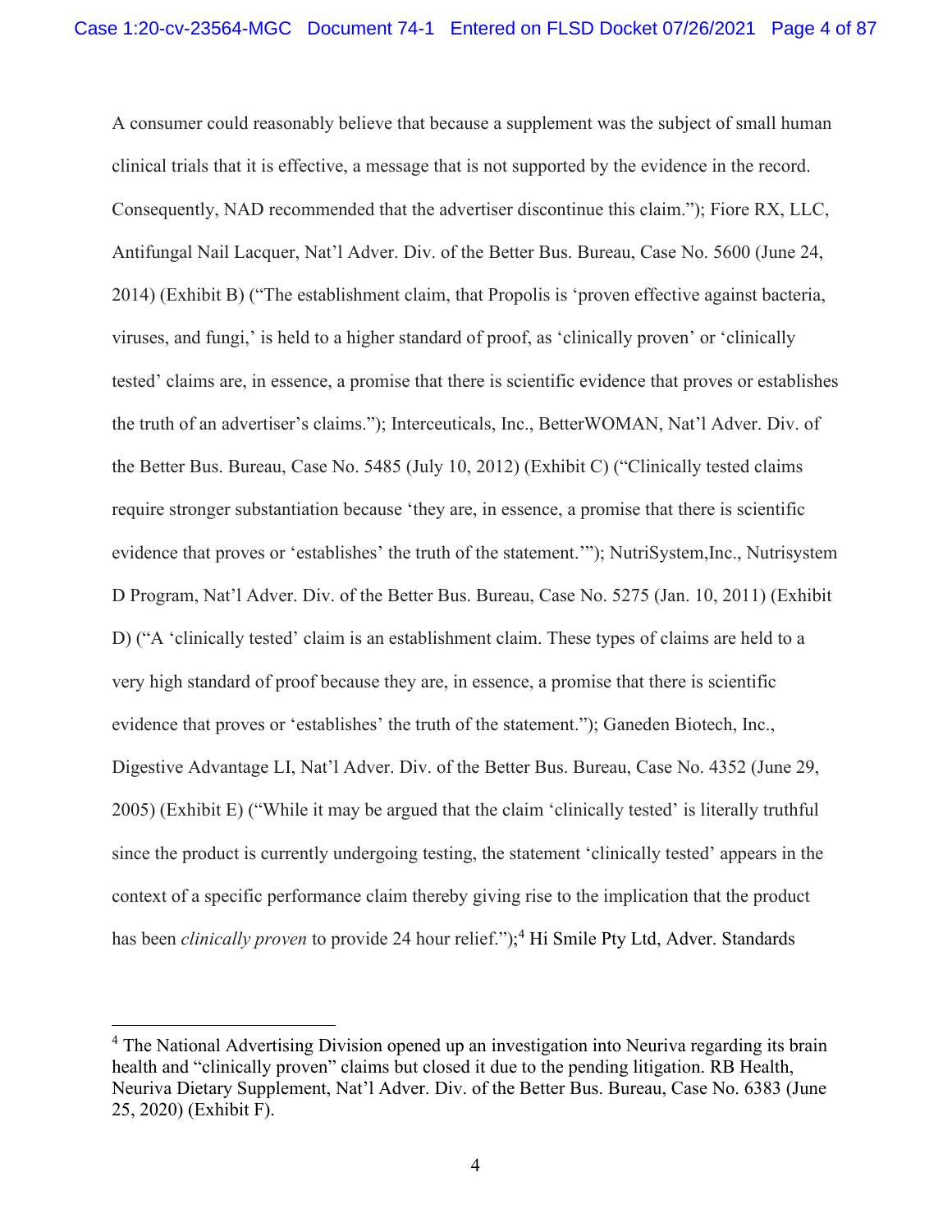A consumer could reasonably believe that because a supplement was the subject of small human clinical trials that it is effective, a message that is not supported by the evidence in the record. Consequently, NAD recommended that the advertiser discontinue this claim."); Fiore RX, LLC, Antifungal Nail Lacquer, Nat'l Adver. Div. of the Better Bus. Bureau, Case No. 5600 (June 24, 2014) (Exhibit B) ("The establishment claim, that Propolis is 'proven effective against bacteria, viruses, and fungi,' is held to a higher standard of proof, as 'clinically proven' or 'clinically tested' claims are, in essence, a promise that there is scientific evidence that proves or establishes the truth of an advertiser's claims."); Interceuticals, Inc., BetterWOMAN, Nat'l Adver. Div. of the Better Bus. Bureau, Case No. 5485 (July 10, 2012) (Exhibit C) ("Clinically tested claims require stronger substantiation because 'they are, in essence, a promise that there is scientific evidence that proves or 'establishes' the truth of the statement.'"); NutriSystem,Inc., Nutrisystem D Program, Nat'l Adver. Div. of the Better Bus. Bureau, Case No. 5275 (Jan. 10, 2011) (Exhibit D) ("A 'clinically tested' claim is an establishment claim. These types of claims are held to a very high standard of proof because they are, in essence, a promise that there is scientific evidence that proves or 'establishes' the truth of the statement."); Ganeden Biotech, Inc., Digestive Advantage LI, Nat'l Adver. Div. of the Better Bus. Bureau, Case No. 4352 (June 29, 2005) (Exhibit E) ("While it may be argued that the claim 'clinically tested' is literally truthful since the product is currently undergoing testing, the statement 'clinically tested' appears in the context of a specific performance claim thereby giving rise to the implication that the product has been *clinically proven* to provide 24 hour relief.");[4] Hi Smile Pty Ltd, Adver. Standards

[4] The National Advertising Division opened up an investigation into Neuriva regarding its brain health and "clinically proven" claims but closed it due to the pending litigation. RB Health, Neuriva Dietary Supplement, Nat'l Adver. Div. of the Better Bus. Bureau, Case No. 6383 (June 25, 2020) (Exhibit F).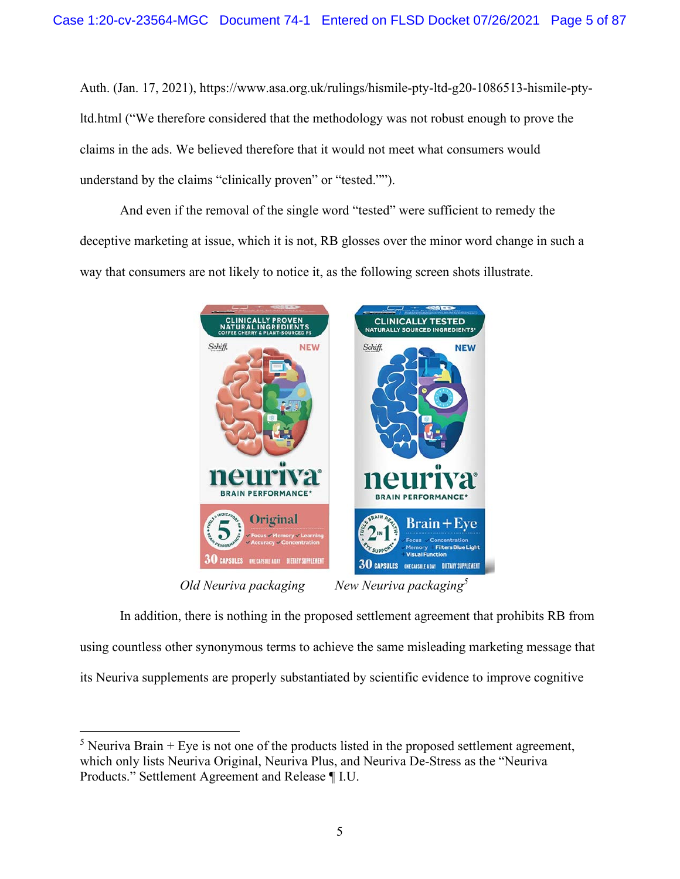Auth. (Jan. 17, 2021), https://www.asa.org.uk/rulings/hismile-pty-ltd-g20-1086513-hismile-pty-ltd.html ("We therefore considered that the methodology was not robust enough to prove the claims in the ads. We believed therefore that it would not meet what consumers would understand by the claims "clinically proven" or "tested."").

And even if the removal of the single word "tested" were sufficient to remedy the deceptive marketing at issue, which it is not, RB glosses over the minor word change in such a way that consumers are not likely to notice it, as the following screen shots illustrate.

*Old Neuriva packaging* *New Neuriva packaging*[5]

In addition, there is nothing in the proposed settlement agreement that prohibits RB from using countless other synonymous terms to achieve the same misleading marketing message that its Neuriva supplements are properly substantiated by scientific evidence to improve cognitive

[5] Neuriva Brain + Eye is not one of the products listed in the proposed settlement agreement, which only lists Neuriva Original, Neuriva Plus, and Neuriva De-Stress as the "Neuriva Products." Settlement Agreement and Release ¶ I.U.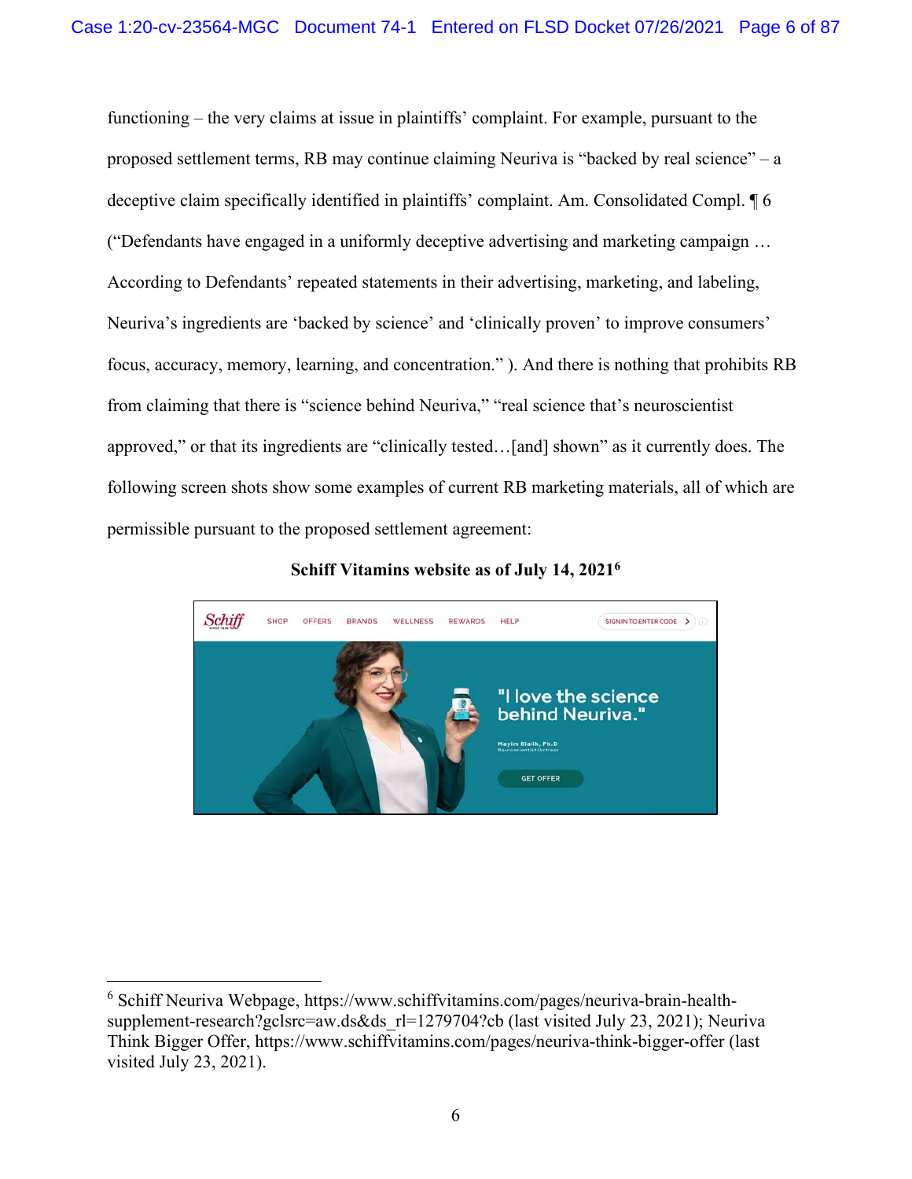functioning – the very claims at issue in plaintiffs' complaint. For example, pursuant to the proposed settlement terms, RB may continue claiming Neuriva is "backed by real science" – a deceptive claim specifically identified in plaintiffs' complaint. Am. Consolidated Compl. ¶ 6 ("Defendants have engaged in a uniformly deceptive advertising and marketing campaign … According to Defendants' repeated statements in their advertising, marketing, and labeling, Neuriva's ingredients are 'backed by science' and 'clinically proven' to improve consumers' focus, accuracy, memory, learning, and concentration." ). And there is nothing that prohibits RB from claiming that there is "science behind Neuriva," "real science that's neuroscientist approved," or that its ingredients are "clinically tested…[and] shown" as it currently does. The following screen shots show some examples of current RB marketing materials, all of which are permissible pursuant to the proposed settlement agreement:

**Schiff Vitamins website as of July 14, 2021[6]**

[6] Schiff Neuriva Webpage, https://www.schiffvitamins.com/pages/neuriva-brain-health-supplement-research?gclsrc=aw.ds&ds_rl=1279704?cb (last visited July 23, 2021); Neuriva Think Bigger Offer, https://www.schiffvitamins.com/pages/neuriva-think-bigger-offer (last visited July 23, 2021).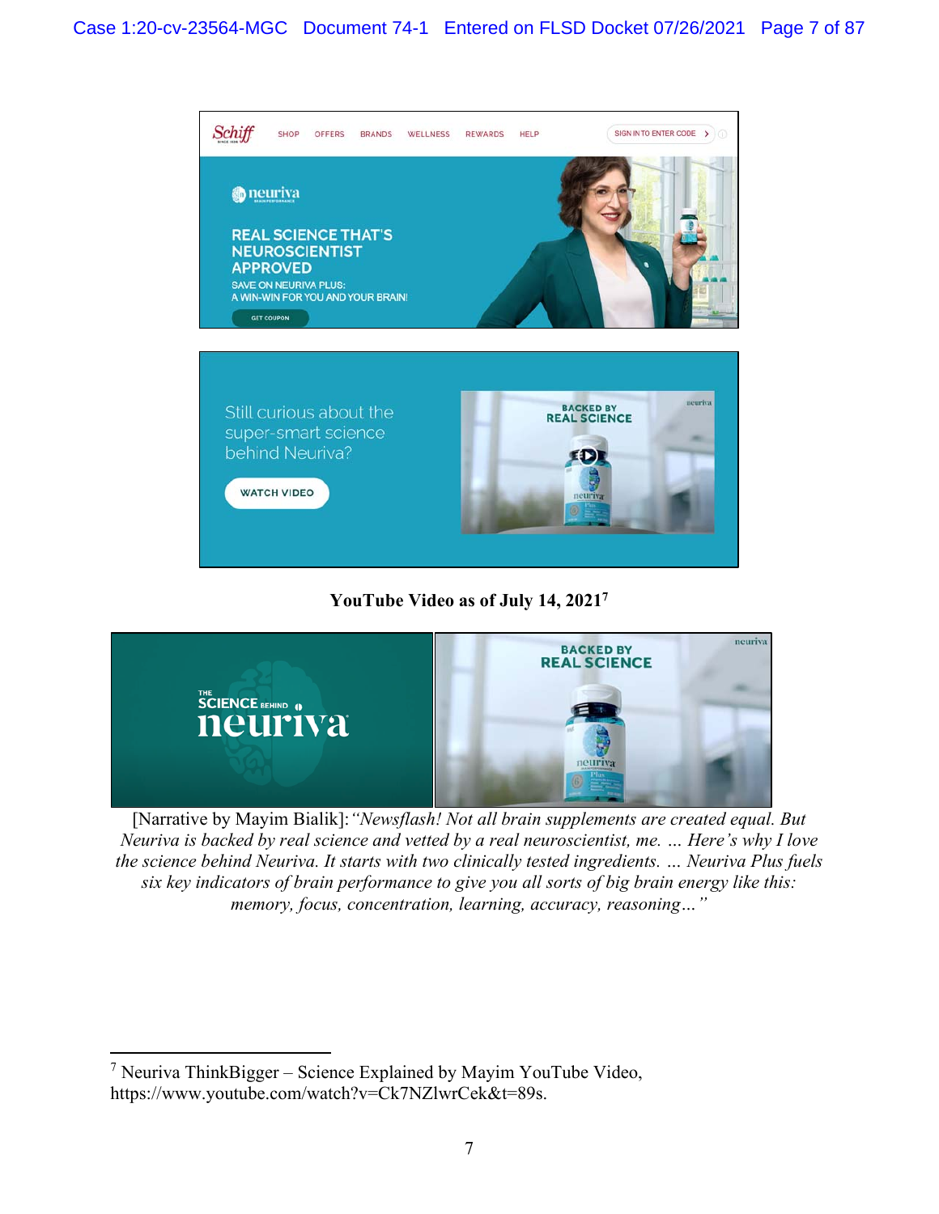**YouTube Video as of July 14, 2021**[7]

[Narrative by Mayim Bialik]: *"Newsflash! Not all brain supplements are created equal. But Neuriva is backed by real science and vetted by a real neuroscientist, me. ... Here's why I love the science behind Neuriva. It starts with two clinically tested ingredients. ... Neuriva Plus fuels six key indicators of brain performance to give you all sorts of big brain energy like this: memory, focus, concentration, learning, accuracy, reasoning..."*

---

[7] Neuriva ThinkBigger – Science Explained by Mayim YouTube Video, https://www.youtube.com/watch?v=Ck7NZlwrCek&t=89s.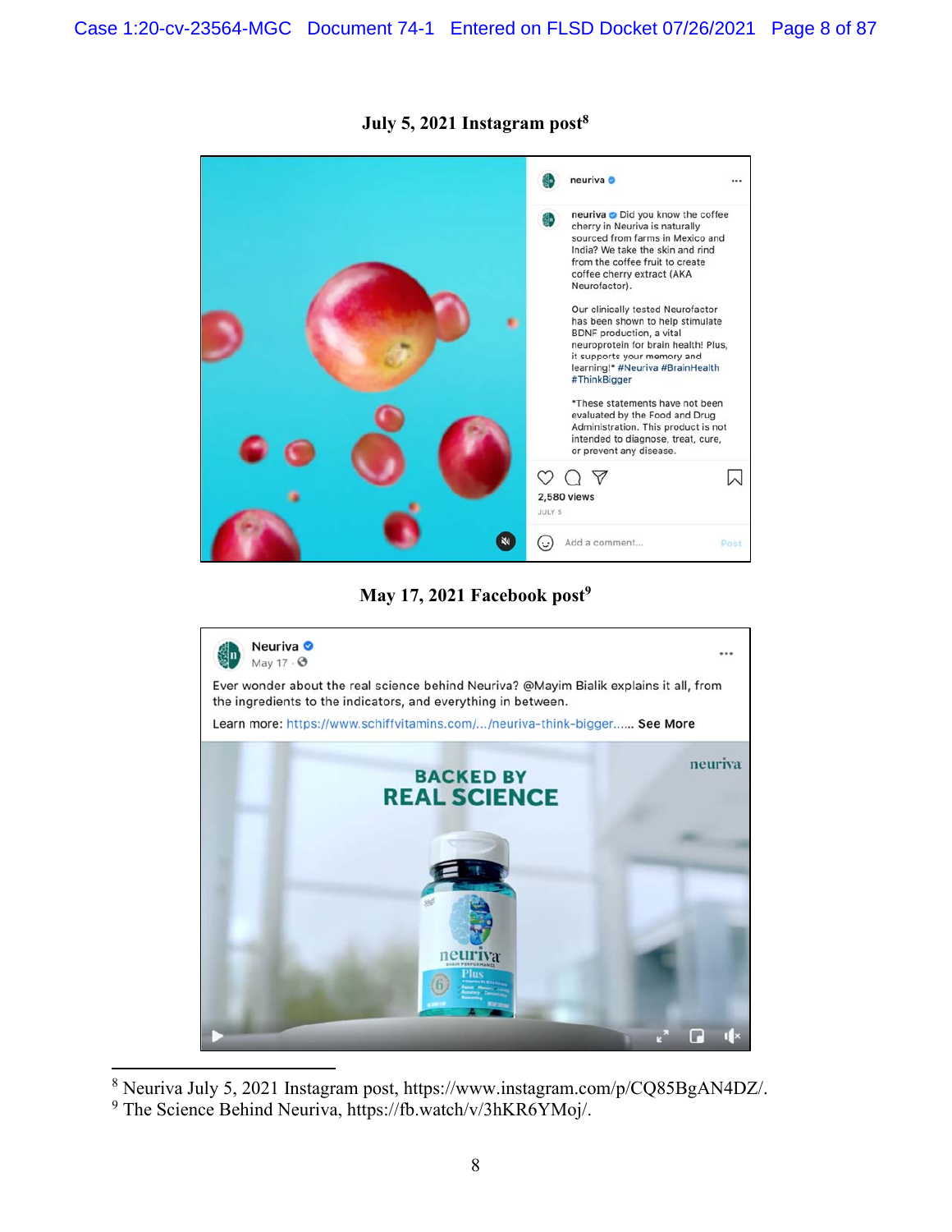**July 5, 2021 Instagram post**[8]

neuriva

neuriva Did you know the coffee cherry in Neuriva is naturally sourced from farms in Mexico and India? We take the skin and rind from the coffee fruit to create coffee cherry extract (AKA Neurofactor).

Our clinically tested Neurofactor has been shown to help stimulate BDNF production, a vital neuroprotein for brain health! Plus, it supports your memory and learning!* #Neuriva #BrainHealth #ThinkBigger

*These statements have not been evaluated by the Food and Drug Administration. This product is not intended to diagnose, treat, cure, or prevent any disease.

2,580 views

JULY 5

Add a comment... Post

**May 17, 2021 Facebook post**[9]

Neuriva

May 17 ·

Ever wonder about the real science behind Neuriva? @Mayim Bialik explains it all, from the ingredients to the indicators, and everything in between.

Learn more: https://www.schiffvitamins.com/.../neuriva-think-bigger...... See More

BACKED BY REAL SCIENCE

neuriva

---

[8] Neuriva July 5, 2021 Instagram post, https://www.instagram.com/p/CQ85BgAN4DZ/.

[9] The Science Behind Neuriva, https://fb.watch/v/3hKR6YMoj/.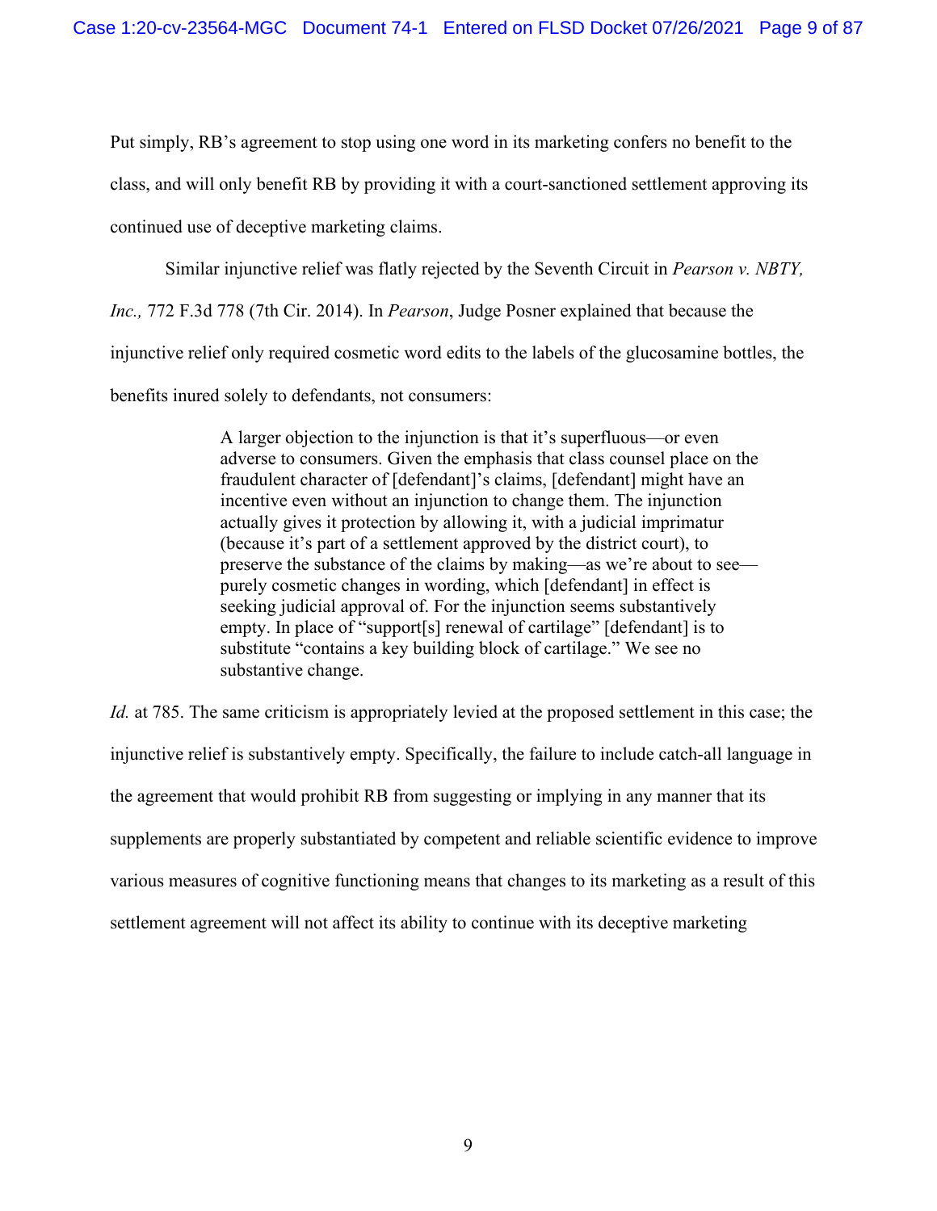Put simply, RB's agreement to stop using one word in its marketing confers no benefit to the class, and will only benefit RB by providing it with a court-sanctioned settlement approving its continued use of deceptive marketing claims.

Similar injunctive relief was flatly rejected by the Seventh Circuit in *Pearson v. NBTY, Inc.,* 772 F.3d 778 (7th Cir. 2014). In *Pearson*, Judge Posner explained that because the injunctive relief only required cosmetic word edits to the labels of the glucosamine bottles, the benefits inured solely to defendants, not consumers:

> A larger objection to the injunction is that it's superfluous—or even adverse to consumers. Given the emphasis that class counsel place on the fraudulent character of [defendant]'s claims, [defendant] might have an incentive even without an injunction to change them. The injunction actually gives it protection by allowing it, with a judicial imprimatur (because it's part of a settlement approved by the district court), to preserve the substance of the claims by making—as we're about to see—purely cosmetic changes in wording, which [defendant] in effect is seeking judicial approval of. For the injunction seems substantively empty. In place of "support[s] renewal of cartilage" [defendant] is to substitute "contains a key building block of cartilage." We see no substantive change.

*Id.* at 785. The same criticism is appropriately levied at the proposed settlement in this case; the injunctive relief is substantively empty. Specifically, the failure to include catch-all language in the agreement that would prohibit RB from suggesting or implying in any manner that its supplements are properly substantiated by competent and reliable scientific evidence to improve various measures of cognitive functioning means that changes to its marketing as a result of this settlement agreement will not affect its ability to continue with its deceptive marketing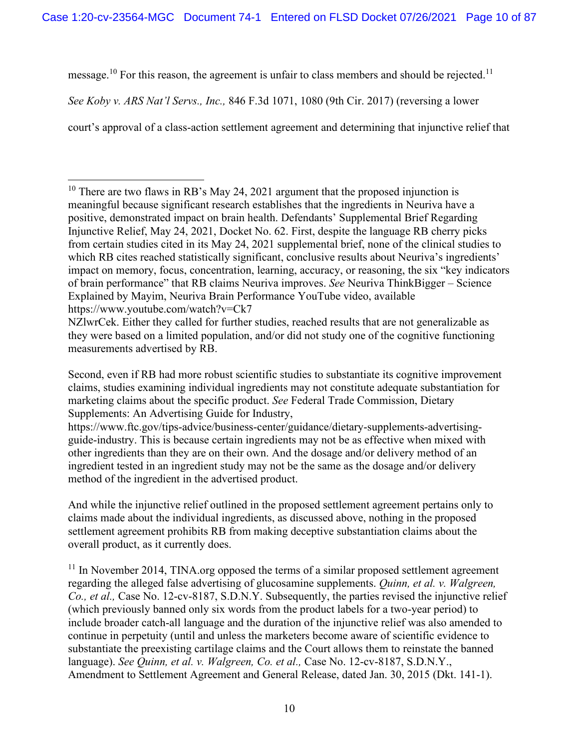message.[10] For this reason, the agreement is unfair to class members and should be rejected.[11] *See Koby v. ARS Nat'l Servs., Inc.,* 846 F.3d 1071, 1080 (9th Cir. 2017) (reversing a lower court's approval of a class-action settlement agreement and determining that injunctive relief that

---

[10] There are two flaws in RB's May 24, 2021 argument that the proposed injunction is meaningful because significant research establishes that the ingredients in Neuriva have a positive, demonstrated impact on brain health. Defendants' Supplemental Brief Regarding Injunctive Relief, May 24, 2021, Docket No. 62. First, despite the language RB cherry picks from certain studies cited in its May 24, 2021 supplemental brief, none of the clinical studies to which RB cites reached statistically significant, conclusive results about Neuriva's ingredients' impact on memory, focus, concentration, learning, accuracy, or reasoning, the six "key indicators of brain performance" that RB claims Neuriva improves. *See* Neuriva ThinkBigger – Science Explained by Mayim, Neuriva Brain Performance YouTube video, available https://www.youtube.com/watch?v=Ck7NZlwrCek. Either they called for further studies, reached results that are not generalizable as they were based on a limited population, and/or did not study one of the cognitive functioning measurements advertised by RB.

Second, even if RB had more robust scientific studies to substantiate its cognitive improvement claims, studies examining individual ingredients may not constitute adequate substantiation for marketing claims about the specific product. *See* Federal Trade Commission, Dietary Supplements: An Advertising Guide for Industry, https://www.ftc.gov/tips-advice/business-center/guidance/dietary-supplements-advertising-guide-industry. This is because certain ingredients may not be as effective when mixed with other ingredients than they are on their own. And the dosage and/or delivery method of an ingredient tested in an ingredient study may not be the same as the dosage and/or delivery method of the ingredient in the advertised product.

And while the injunctive relief outlined in the proposed settlement agreement pertains only to claims made about the individual ingredients, as discussed above, nothing in the proposed settlement agreement prohibits RB from making deceptive substantiation claims about the overall product, as it currently does.

[11] In November 2014, TINA.org opposed the terms of a similar proposed settlement agreement regarding the alleged false advertising of glucosamine supplements. *Quinn, et al. v. Walgreen, Co., et al.,* Case No. 12-cv-8187, S.D.N.Y. Subsequently, the parties revised the injunctive relief (which previously banned only six words from the product labels for a two-year period) to include broader catch-all language and the duration of the injunctive relief was also amended to continue in perpetuity (until and unless the marketers become aware of scientific evidence to substantiate the preexisting cartilage claims and the Court allows them to reinstate the banned language). *See Quinn, et al. v. Walgreen, Co. et al.,* Case No. 12-cv-8187, S.D.N.Y., Amendment to Settlement Agreement and General Release, dated Jan. 30, 2015 (Dkt. 141-1).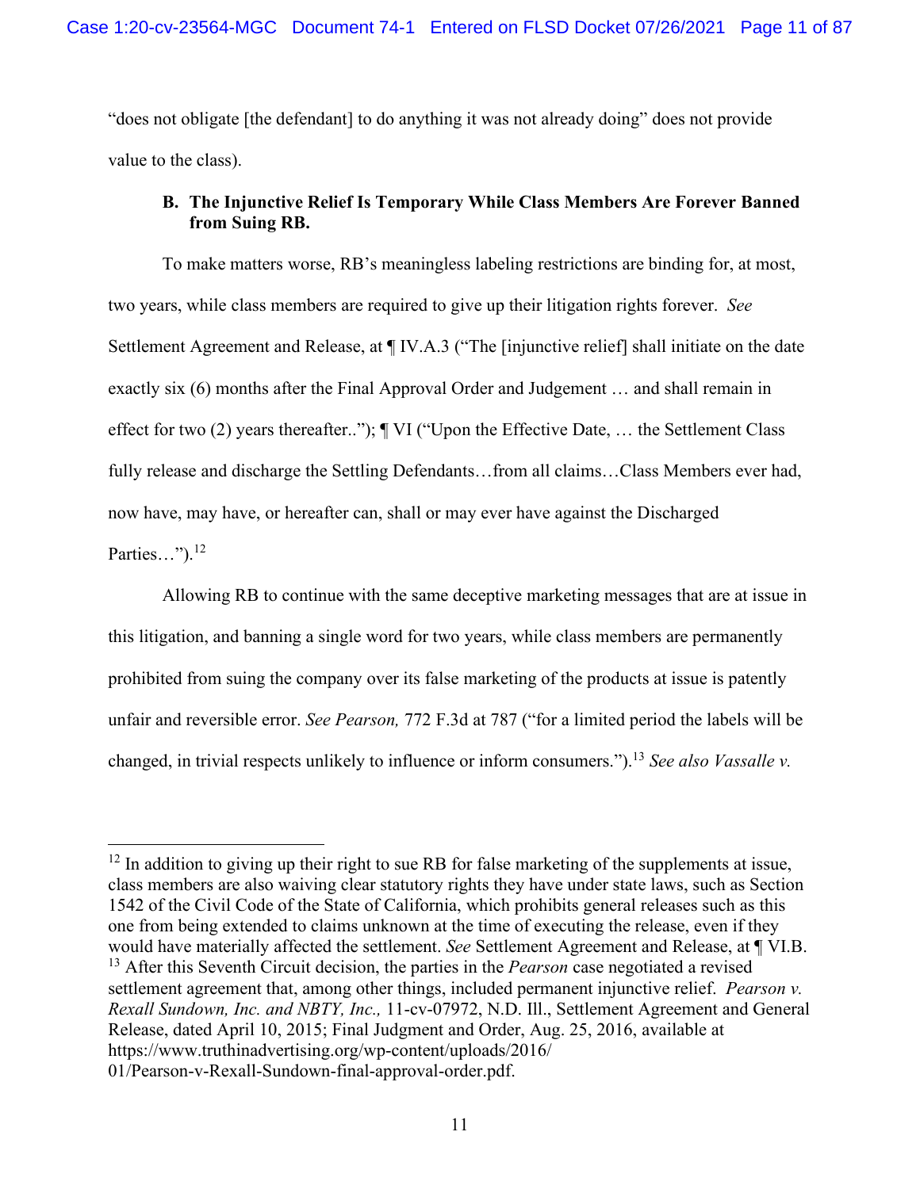"does not obligate [the defendant] to do anything it was not already doing" does not provide value to the class).

### B. The Injunctive Relief Is Temporary While Class Members Are Forever Banned from Suing RB.

To make matters worse, RB's meaningless labeling restrictions are binding for, at most, two years, while class members are required to give up their litigation rights forever. *See* Settlement Agreement and Release, at ¶ IV.A.3 ("The [injunctive relief] shall initiate on the date exactly six (6) months after the Final Approval Order and Judgement … and shall remain in effect for two (2) years thereafter.."); ¶ VI ("Upon the Effective Date, … the Settlement Class fully release and discharge the Settling Defendants…from all claims…Class Members ever had, now have, may have, or hereafter can, shall or may ever have against the Discharged Parties…").[12]

Allowing RB to continue with the same deceptive marketing messages that are at issue in this litigation, and banning a single word for two years, while class members are permanently prohibited from suing the company over its false marketing of the products at issue is patently unfair and reversible error. *See Pearson,* 772 F.3d at 787 ("for a limited period the labels will be changed, in trivial respects unlikely to influence or inform consumers.").[13] *See also Vassalle v.*

---

[12] In addition to giving up their right to sue RB for false marketing of the supplements at issue, class members are also waiving clear statutory rights they have under state laws, such as Section 1542 of the Civil Code of the State of California, which prohibits general releases such as this one from being extended to claims unknown at the time of executing the release, even if they would have materially affected the settlement. *See* Settlement Agreement and Release, at ¶ VI.B.

[13] After this Seventh Circuit decision, the parties in the *Pearson* case negotiated a revised settlement agreement that, among other things, included permanent injunctive relief. *Pearson v. Rexall Sundown, Inc. and NBTY, Inc.,* 11-cv-07972, N.D. Ill., Settlement Agreement and General Release, dated April 10, 2015; Final Judgment and Order, Aug. 25, 2016, available at https://www.truthinadvertising.org/wp-content/uploads/2016/01/Pearson-v-Rexall-Sundown-final-approval-order.pdf.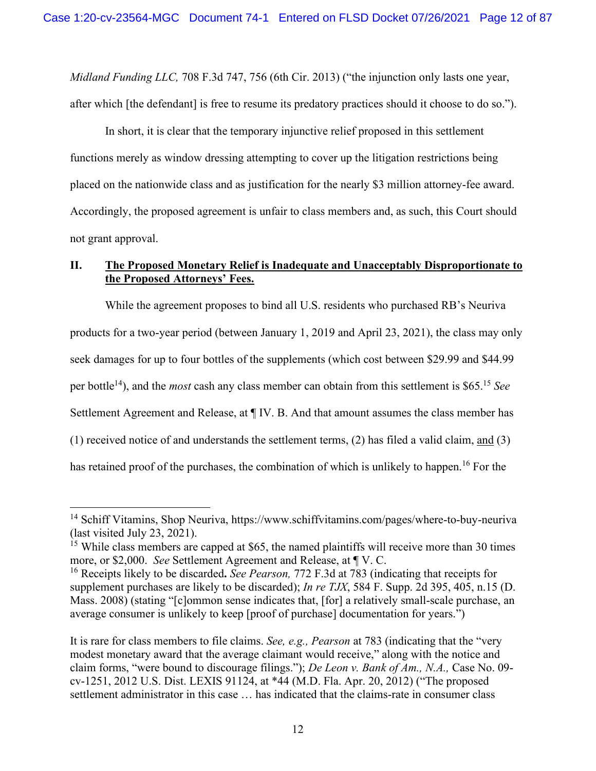*Midland Funding LLC,* 708 F.3d 747, 756 (6th Cir. 2013) ("the injunction only lasts one year, after which [the defendant] is free to resume its predatory practices should it choose to do so.").

In short, it is clear that the temporary injunctive relief proposed in this settlement functions merely as window dressing attempting to cover up the litigation restrictions being placed on the nationwide class and as justification for the nearly $3 million attorney-fee award. Accordingly, the proposed agreement is unfair to class members and, as such, this Court should not grant approval.

## II. <u>The Proposed Monetary Relief is Inadequate and Unacceptably Disproportionate to the Proposed Attorneys' Fees.</u>

While the agreement proposes to bind all U.S. residents who purchased RB's Neuriva products for a two-year period (between January 1, 2019 and April 23, 2021), the class may only seek damages for up to four bottles of the supplements (which cost between $29.99 and $44.99 per bottle[14]), and the *most* cash any class member can obtain from this settlement is $65.[15] *See* Settlement Agreement and Release, at ¶ IV. B. And that amount assumes the class member has (1) received notice of and understands the settlement terms, (2) has filed a valid claim, <u>and</u> (3) has retained proof of the purchases, the combination of which is unlikely to happen.[16] For the

---

[14] Schiff Vitamins, Shop Neuriva, https://www.schiffvitamins.com/pages/where-to-buy-neuriva (last visited July 23, 2021).

[15] While class members are capped at $65, the named plaintiffs will receive more than 30 times more, or $2,000. *See* Settlement Agreement and Release, at ¶ V. C.

[16] Receipts likely to be discarded**.** *See Pearson,* 772 F.3d at 783 (indicating that receipts for supplement purchases are likely to be discarded); *In re TJX*, 584 F. Supp. 2d 395, 405, n.15 (D. Mass. 2008) (stating "[c]ommon sense indicates that, [for] a relatively small-scale purchase, an average consumer is unlikely to keep [proof of purchase] documentation for years.")

It is rare for class members to file claims. *See, e.g., Pearson* at 783 (indicating that the "very modest monetary award that the average claimant would receive," along with the notice and claim forms, "were bound to discourage filings."); *De Leon v. Bank of Am., N.A.,* Case No. 09-cv-1251, 2012 U.S. Dist. LEXIS 91124, at *44 (M.D. Fla. Apr. 20, 2012) ("The proposed settlement administrator in this case … has indicated that the claims-rate in consumer class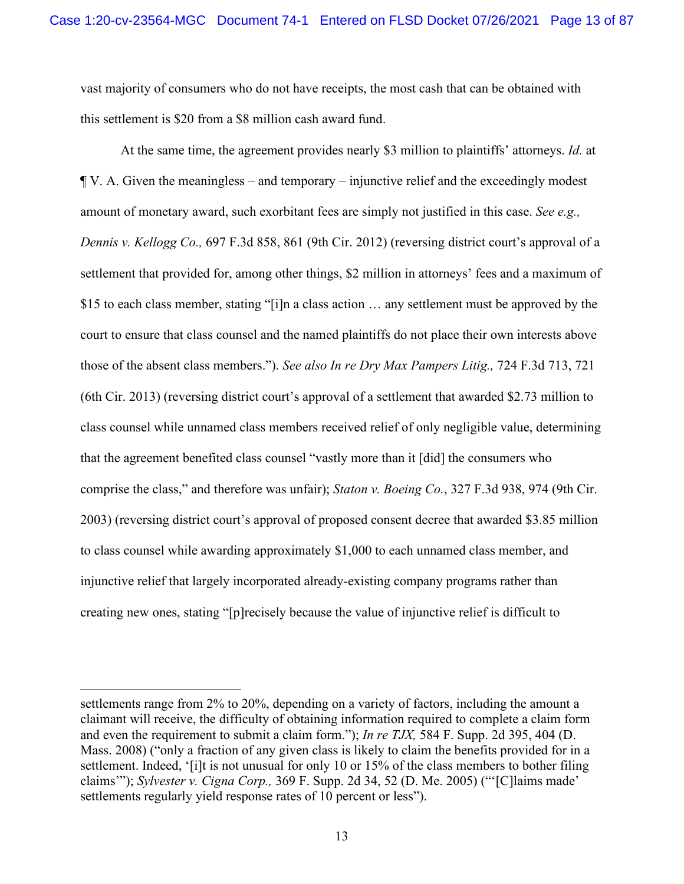vast majority of consumers who do not have receipts, the most cash that can be obtained with this settlement is $20 from a $8 million cash award fund.

At the same time, the agreement provides nearly $3 million to plaintiffs' attorneys. *Id.* at ¶ V. A. Given the meaningless – and temporary – injunctive relief and the exceedingly modest amount of monetary award, such exorbitant fees are simply not justified in this case. *See e.g., Dennis v. Kellogg Co.,* 697 F.3d 858, 861 (9th Cir. 2012) (reversing district court's approval of a settlement that provided for, among other things, $2 million in attorneys' fees and a maximum of $15 to each class member, stating "[i]n a class action … any settlement must be approved by the court to ensure that class counsel and the named plaintiffs do not place their own interests above those of the absent class members."). *See also In re Dry Max Pampers Litig.,* 724 F.3d 713, 721 (6th Cir. 2013) (reversing district court's approval of a settlement that awarded $2.73 million to class counsel while unnamed class members received relief of only negligible value, determining that the agreement benefited class counsel "vastly more than it [did] the consumers who comprise the class," and therefore was unfair); *Staton v. Boeing Co.*, 327 F.3d 938, 974 (9th Cir. 2003) (reversing district court's approval of proposed consent decree that awarded $3.85 million to class counsel while awarding approximately $1,000 to each unnamed class member, and injunctive relief that largely incorporated already-existing company programs rather than creating new ones, stating "[p]recisely because the value of injunctive relief is difficult to

---

settlements range from 2% to 20%, depending on a variety of factors, including the amount a claimant will receive, the difficulty of obtaining information required to complete a claim form and even the requirement to submit a claim form."); *In re TJX,* 584 F. Supp. 2d 395, 404 (D. Mass. 2008) ("only a fraction of any given class is likely to claim the benefits provided for in a settlement. Indeed, '[i]t is not unusual for only 10 or 15% of the class members to bother filing claims'"); *Sylvester v. Cigna Corp.,* 369 F. Supp. 2d 34, 52 (D. Me. 2005) ("'[C]laims made' settlements regularly yield response rates of 10 percent or less").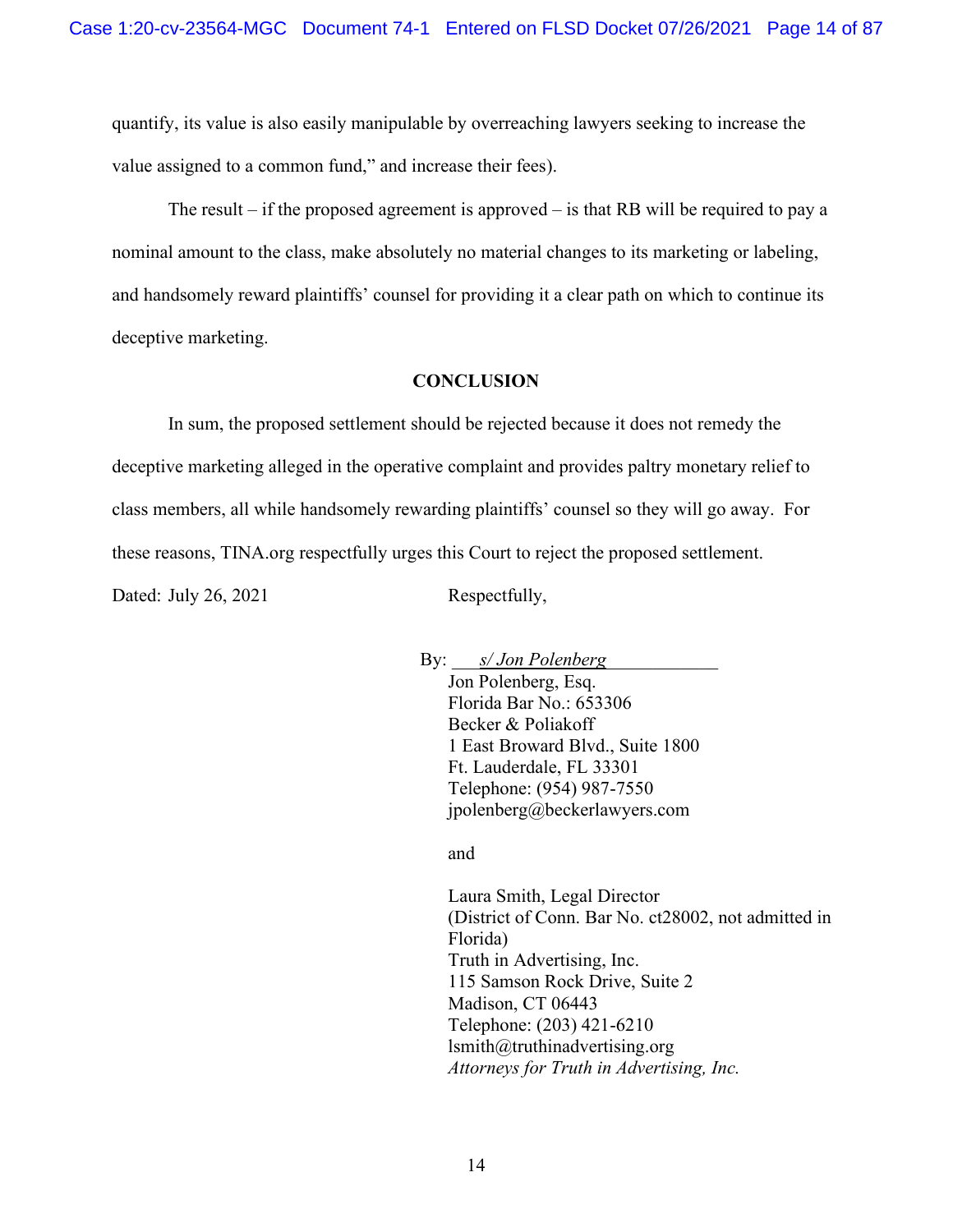quantify, its value is also easily manipulable by overreaching lawyers seeking to increase the value assigned to a common fund," and increase their fees).

The result – if the proposed agreement is approved – is that RB will be required to pay a nominal amount to the class, make absolutely no material changes to its marketing or labeling, and handsomely reward plaintiffs' counsel for providing it a clear path on which to continue its deceptive marketing.

**CONCLUSION**

In sum, the proposed settlement should be rejected because it does not remedy the deceptive marketing alleged in the operative complaint and provides paltry monetary relief to class members, all while handsomely rewarding plaintiffs' counsel so they will go away. For these reasons, TINA.org respectfully urges this Court to reject the proposed settlement.

Dated: July 26, 2021

Respectfully,

By: *s/ Jon Polenberg*
Jon Polenberg, Esq.
Florida Bar No.: 653306
Becker & Poliakoff
1 East Broward Blvd., Suite 1800
Ft. Lauderdale, FL 33301
Telephone: (954) 987-7550
jpolenberg@beckerlawyers.com

and

Laura Smith, Legal Director
(District of Conn. Bar No. ct28002, not admitted in Florida)
Truth in Advertising, Inc.
115 Samson Rock Drive, Suite 2
Madison, CT 06443
Telephone: (203) 421-6210
lsmith@truthinadvertising.org
*Attorneys for Truth in Advertising, Inc.*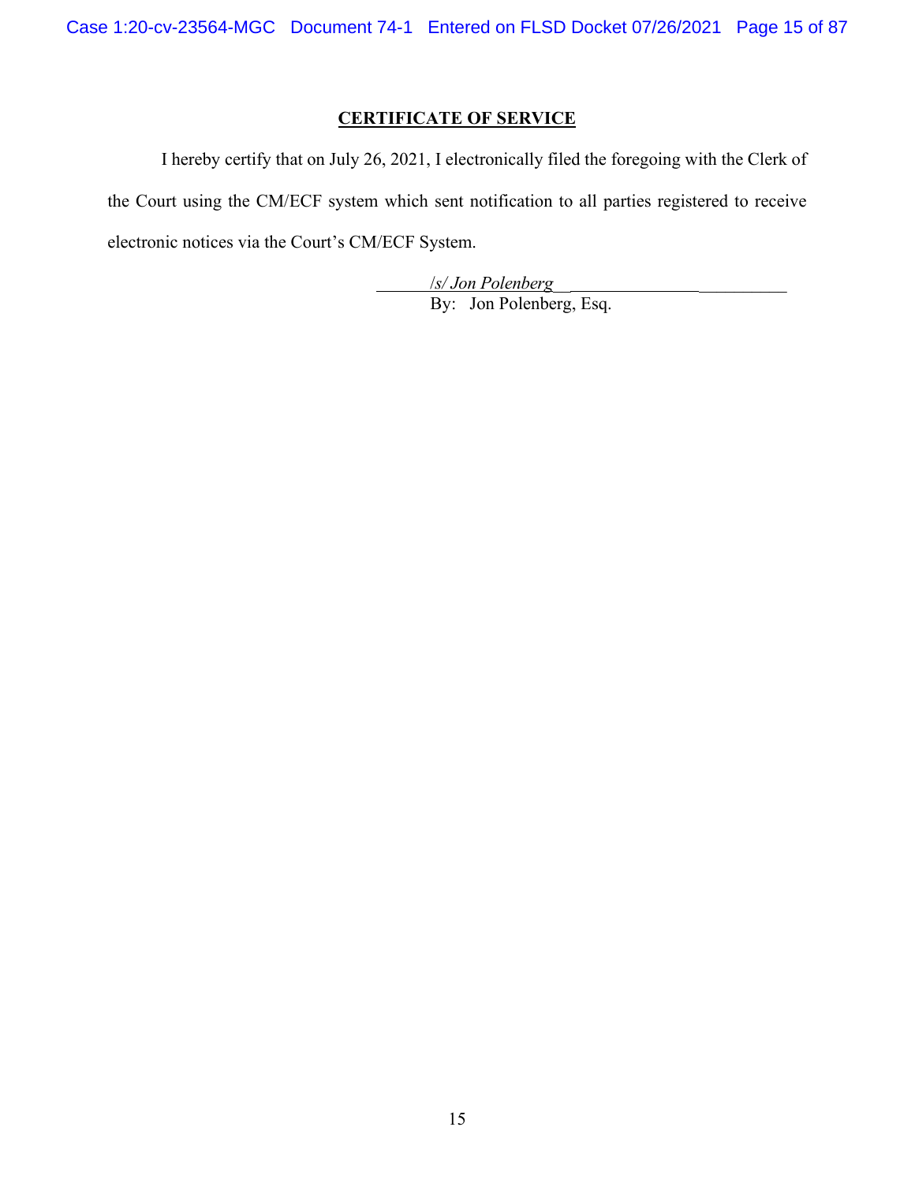## CERTIFICATE OF SERVICE

I hereby certify that on July 26, 2021, I electronically filed the foregoing with the Clerk of the Court using the CM/ECF system which sent notification to all parties registered to receive electronic notices via the Court's CM/ECF System.

*/s/ Jon Polenberg*
By: Jon Polenberg, Esq.